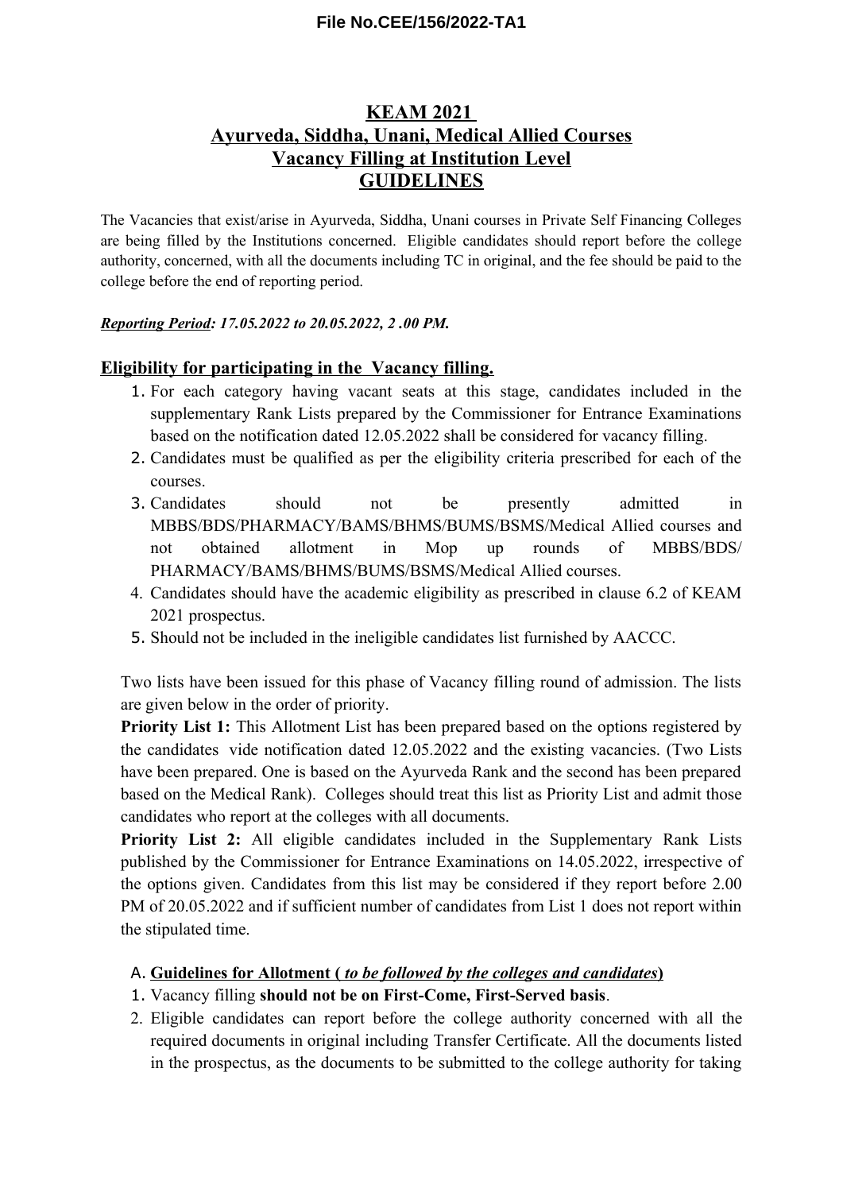File No.CEE/156/2022-TA1

# KEAM 2021
# Ayurveda, Siddha, Unani, Medical Allied Courses
# Vacancy Filling at Institution Level
# GUIDELINES

The Vacancies that exist/arise in Ayurveda, Siddha, Unani courses in Private Self Financing Colleges are being filled by the Institutions concerned. Eligible candidates should report before the college authority, concerned, with all the documents including TC in original, and the fee should be paid to the college before the end of reporting period.

***Reporting Period*: 17.05.2022 to 20.05.2022, 2 .00 PM.**

## Eligibility for participating in the Vacancy filling.

1. For each category having vacant seats at this stage, candidates included in the supplementary Rank Lists prepared by the Commissioner for Entrance Examinations based on the notification dated 12.05.2022 shall be considered for vacancy filling.
2. Candidates must be qualified as per the eligibility criteria prescribed for each of the courses.
3. Candidates should not be presently admitted in MBBS/BDS/PHARMACY/BAMS/BHMS/BUMS/BSMS/Medical Allied courses and not obtained allotment in Mop up rounds of MBBS/BDS/ PHARMACY/BAMS/BHMS/BUMS/BSMS/Medical Allied courses.
4. Candidates should have the academic eligibility as prescribed in clause 6.2 of KEAM 2021 prospectus.
5. Should not be included in the ineligible candidates list furnished by AACCC.

Two lists have been issued for this phase of Vacancy filling round of admission. The lists are given below in the order of priority.

**Priority List 1:** This Allotment List has been prepared based on the options registered by the candidates vide notification dated 12.05.2022 and the existing vacancies. (Two Lists have been prepared. One is based on the Ayurveda Rank and the second has been prepared based on the Medical Rank). Colleges should treat this list as Priority List and admit those candidates who report at the colleges with all documents.

**Priority List 2:** All eligible candidates included in the Supplementary Rank Lists published by the Commissioner for Entrance Examinations on 14.05.2022, irrespective of the options given. Candidates from this list may be considered if they report before 2.00 PM of 20.05.2022 and if sufficient number of candidates from List 1 does not report within the stipulated time.

A. **Guidelines for Allotment (** ***to be followed by the colleges and candidates*****)**

1. Vacancy filling **should not be on First-Come, First-Served basis**.
2. Eligible candidates can report before the college authority concerned with all the required documents in original including Transfer Certificate. All the documents listed in the prospectus, as the documents to be submitted to the college authority for taking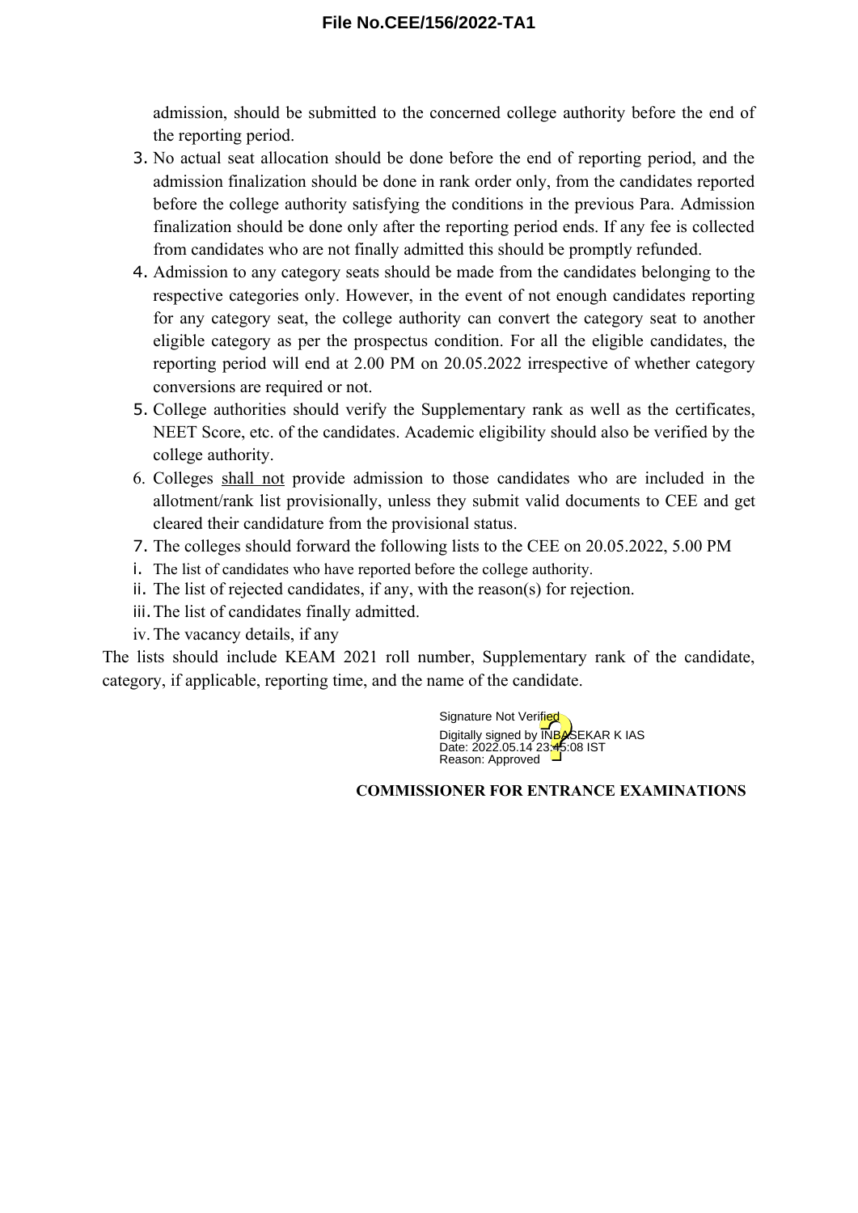admission, should be submitted to the concerned college authority before the end of the reporting period.

3. No actual seat allocation should be done before the end of reporting period, and the admission finalization should be done in rank order only, from the candidates reported before the college authority satisfying the conditions in the previous Para. Admission finalization should be done only after the reporting period ends. If any fee is collected from candidates who are not finally admitted this should be promptly refunded.
4. Admission to any category seats should be made from the candidates belonging to the respective categories only. However, in the event of not enough candidates reporting for any category seat, the college authority can convert the category seat to another eligible category as per the prospectus condition. For all the eligible candidates, the reporting period will end at 2.00 PM on 20.05.2022 irrespective of whether category conversions are required or not.
5. College authorities should verify the Supplementary rank as well as the certificates, NEET Score, etc. of the candidates. Academic eligibility should also be verified by the college authority.
6. Colleges shall not provide admission to those candidates who are included in the allotment/rank list provisionally, unless they submit valid documents to CEE and get cleared their candidature from the provisional status.
7. The colleges should forward the following lists to the CEE on 20.05.2022, 5.00 PM

i. The list of candidates who have reported before the college authority.
ii. The list of rejected candidates, if any, with the reason(s) for rejection.
iii. The list of candidates finally admitted.
iv. The vacancy details, if any

The lists should include KEAM 2021 roll number, Supplementary rank of the candidate, category, if applicable, reporting time, and the name of the candidate.

Signature Not Verified
Digitally signed by INBASEKAR K IAS
Date: 2022.05.14 23:45:08 IST
Reason: Approved

**COMMISSIONER FOR ENTRANCE EXAMINATIONS**